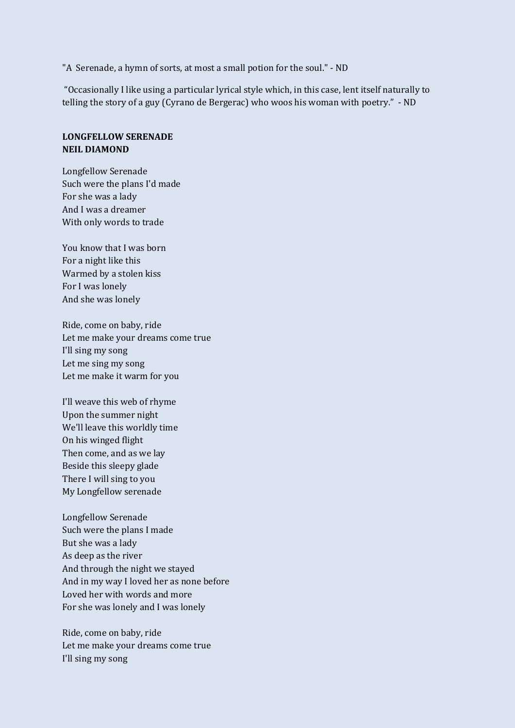"A Serenade, a hymn of sorts, at most a small potion for the soul." - ND

"Occasionally I like using a particular lyrical style which, in this case, lent itself naturally to telling the story of a guy (Cyrano de Bergerac) who woos his woman with poetry." - ND

**LONGFELLOW SERENADE**
**NEIL DIAMOND**

Longfellow Serenade
Such were the plans I'd made
For she was a lady
And I was a dreamer
With only words to trade

You know that I was born
For a night like this
Warmed by a stolen kiss
For I was lonely
And she was lonely

Ride, come on baby, ride
Let me make your dreams come true
I'll sing my song
Let me sing my song
Let me make it warm for you

I'll weave this web of rhyme
Upon the summer night
We'll leave this worldly time
On his winged flight
Then come, and as we lay
Beside this sleepy glade
There I will sing to you
My Longfellow serenade

Longfellow Serenade
Such were the plans I made
But she was a lady
As deep as the river
And through the night we stayed
And in my way I loved her as none before
Loved her with words and more
For she was lonely and I was lonely

Ride, come on baby, ride
Let me make your dreams come true
I'll sing my song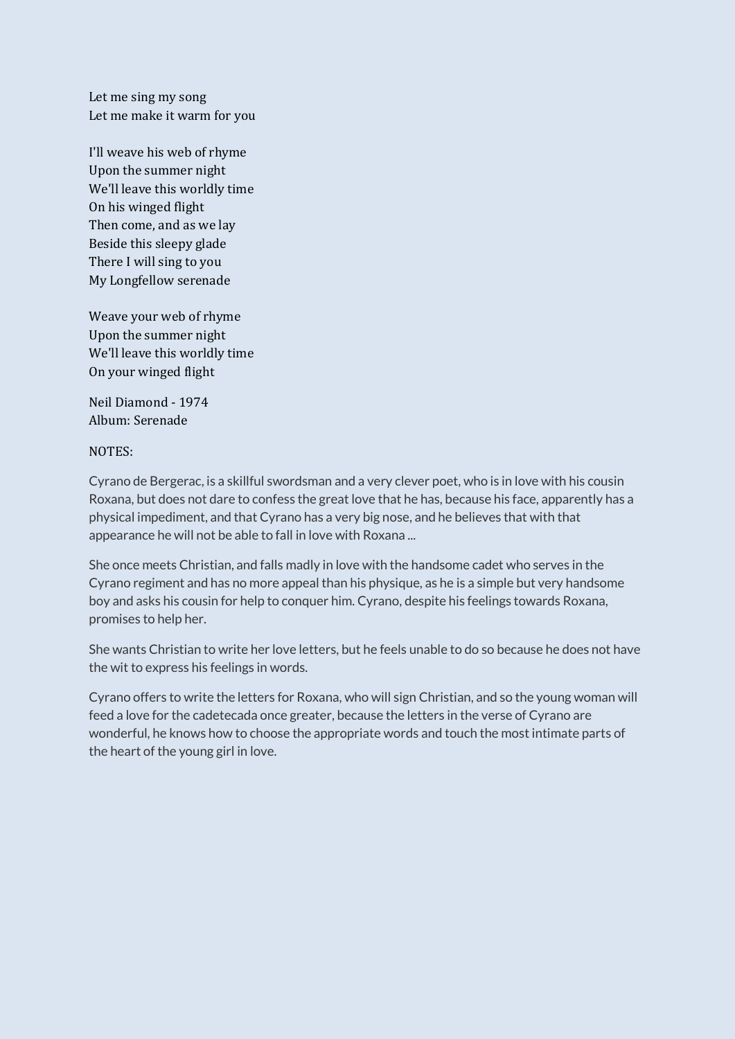Let me sing my song
Let me make it warm for you

I'll weave his web of rhyme
Upon the summer night
We'll leave this worldly time
On his winged flight
Then come, and as we lay
Beside this sleepy glade
There I will sing to you
My Longfellow serenade

Weave your web of rhyme
Upon the summer night
We'll leave this worldly time
On your winged flight

Neil Diamond - 1974
Album: Serenade

NOTES:

Cyrano de Bergerac, is a skillful swordsman and a very clever poet, who is in love with his cousin Roxana, but does not dare to confess the great love that he has, because his face, apparently has a physical impediment, and that Cyrano has a very big nose, and he believes that with that appearance he will not be able to fall in love with Roxana ...

She once meets Christian, and falls madly in love with the handsome cadet who serves in the Cyrano regiment and has no more appeal than his physique, as he is a simple but very handsome boy and asks his cousin for help to conquer him. Cyrano, despite his feelings towards Roxana, promises to help her.

She wants Christian to write her love letters, but he feels unable to do so because he does not have the wit to express his feelings in words.

Cyrano offers to write the letters for Roxana, who will sign Christian, and so the young woman will feed a love for the cadetecada once greater, because the letters in the verse of Cyrano are wonderful, he knows how to choose the appropriate words and touch the most intimate parts of the heart of the young girl in love.